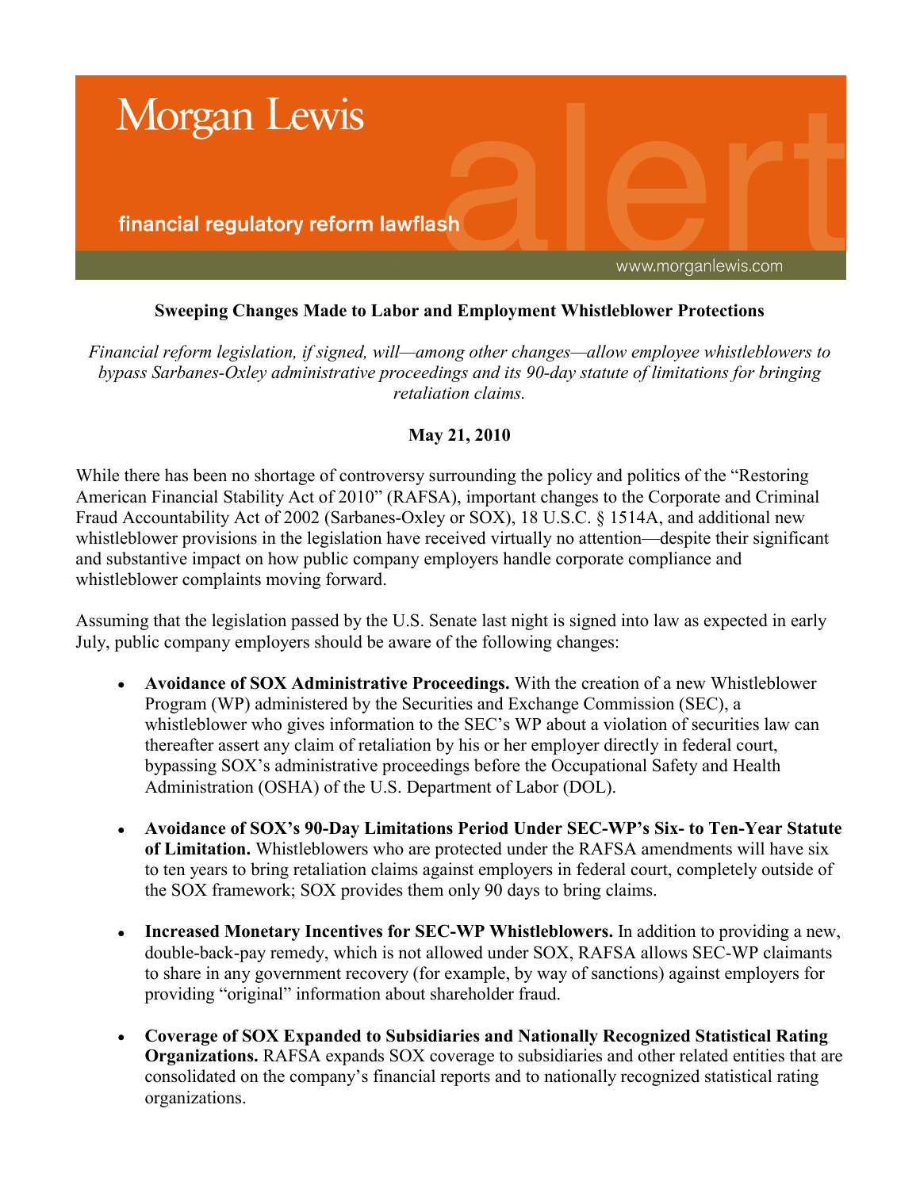Morgan Lewis

financial regulatory reform lawflash

www.morganlewis.com

**Sweeping Changes Made to Labor and Employment Whistleblower Protections**

*Financial reform legislation, if signed, will—among other changes—allow employee whistleblowers to bypass Sarbanes-Oxley administrative proceedings and its 90-day statute of limitations for bringing retaliation claims.*

**May 21, 2010**

While there has been no shortage of controversy surrounding the policy and politics of the "Restoring American Financial Stability Act of 2010" (RAFSA), important changes to the Corporate and Criminal Fraud Accountability Act of 2002 (Sarbanes-Oxley or SOX), 18 U.S.C. § 1514A, and additional new whistleblower provisions in the legislation have received virtually no attention—despite their significant and substantive impact on how public company employers handle corporate compliance and whistleblower complaints moving forward.

Assuming that the legislation passed by the U.S. Senate last night is signed into law as expected in early July, public company employers should be aware of the following changes:

- **Avoidance of SOX Administrative Proceedings.** With the creation of a new Whistleblower Program (WP) administered by the Securities and Exchange Commission (SEC), a whistleblower who gives information to the SEC's WP about a violation of securities law can thereafter assert any claim of retaliation by his or her employer directly in federal court, bypassing SOX's administrative proceedings before the Occupational Safety and Health Administration (OSHA) of the U.S. Department of Labor (DOL).

- **Avoidance of SOX's 90-Day Limitations Period Under SEC-WP's Six- to Ten-Year Statute of Limitation.** Whistleblowers who are protected under the RAFSA amendments will have six to ten years to bring retaliation claims against employers in federal court, completely outside of the SOX framework; SOX provides them only 90 days to bring claims.

- **Increased Monetary Incentives for SEC-WP Whistleblowers.** In addition to providing a new, double-back-pay remedy, which is not allowed under SOX, RAFSA allows SEC-WP claimants to share in any government recovery (for example, by way of sanctions) against employers for providing "original" information about shareholder fraud.

- **Coverage of SOX Expanded to Subsidiaries and Nationally Recognized Statistical Rating Organizations.** RAFSA expands SOX coverage to subsidiaries and other related entities that are consolidated on the company's financial reports and to nationally recognized statistical rating organizations.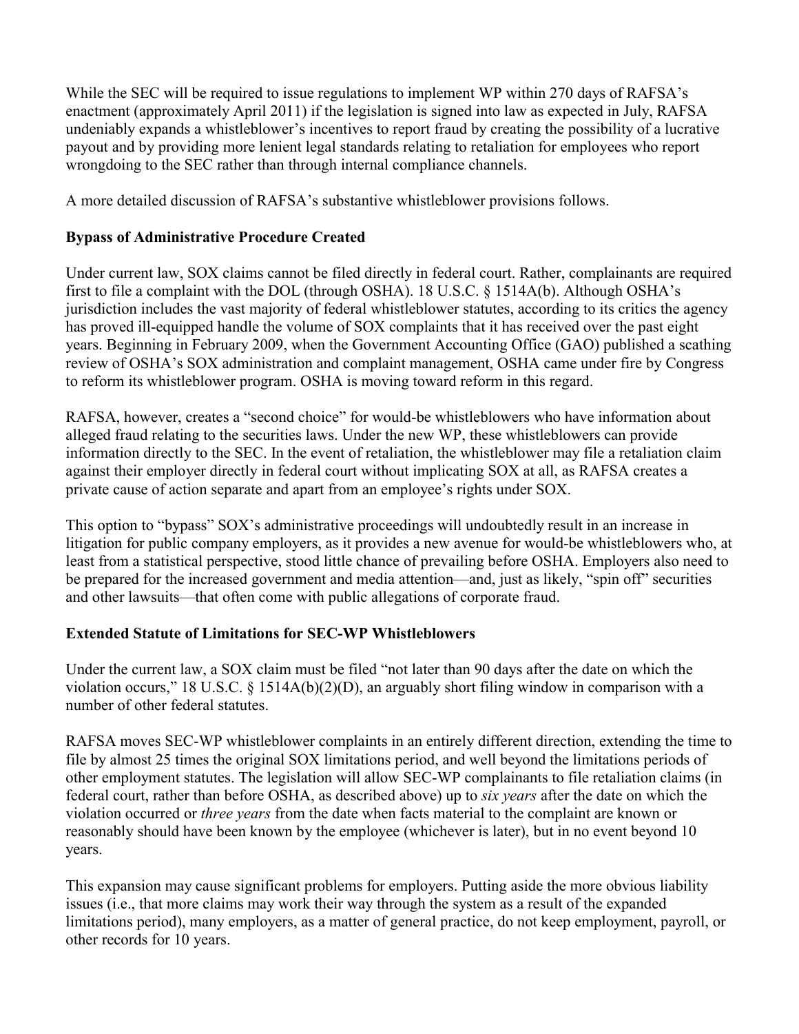While the SEC will be required to issue regulations to implement WP within 270 days of RAFSA's enactment (approximately April 2011) if the legislation is signed into law as expected in July, RAFSA undeniably expands a whistleblower's incentives to report fraud by creating the possibility of a lucrative payout and by providing more lenient legal standards relating to retaliation for employees who report wrongdoing to the SEC rather than through internal compliance channels.

A more detailed discussion of RAFSA's substantive whistleblower provisions follows.

**Bypass of Administrative Procedure Created**

Under current law, SOX claims cannot be filed directly in federal court. Rather, complainants are required first to file a complaint with the DOL (through OSHA). 18 U.S.C. § 1514A(b). Although OSHA's jurisdiction includes the vast majority of federal whistleblower statutes, according to its critics the agency has proved ill-equipped handle the volume of SOX complaints that it has received over the past eight years. Beginning in February 2009, when the Government Accounting Office (GAO) published a scathing review of OSHA's SOX administration and complaint management, OSHA came under fire by Congress to reform its whistleblower program. OSHA is moving toward reform in this regard.

RAFSA, however, creates a "second choice" for would-be whistleblowers who have information about alleged fraud relating to the securities laws. Under the new WP, these whistleblowers can provide information directly to the SEC. In the event of retaliation, the whistleblower may file a retaliation claim against their employer directly in federal court without implicating SOX at all, as RAFSA creates a private cause of action separate and apart from an employee's rights under SOX.

This option to "bypass" SOX's administrative proceedings will undoubtedly result in an increase in litigation for public company employers, as it provides a new avenue for would-be whistleblowers who, at least from a statistical perspective, stood little chance of prevailing before OSHA. Employers also need to be prepared for the increased government and media attention—and, just as likely, "spin off" securities and other lawsuits—that often come with public allegations of corporate fraud.

**Extended Statute of Limitations for SEC-WP Whistleblowers**

Under the current law, a SOX claim must be filed "not later than 90 days after the date on which the violation occurs," 18 U.S.C. § 1514A(b)(2)(D), an arguably short filing window in comparison with a number of other federal statutes.

RAFSA moves SEC-WP whistleblower complaints in an entirely different direction, extending the time to file by almost 25 times the original SOX limitations period, and well beyond the limitations periods of other employment statutes. The legislation will allow SEC-WP complainants to file retaliation claims (in federal court, rather than before OSHA, as described above) up to *six years* after the date on which the violation occurred or *three years* from the date when facts material to the complaint are known or reasonably should have been known by the employee (whichever is later), but in no event beyond 10 years.

This expansion may cause significant problems for employers. Putting aside the more obvious liability issues (i.e., that more claims may work their way through the system as a result of the expanded limitations period), many employers, as a matter of general practice, do not keep employment, payroll, or other records for 10 years.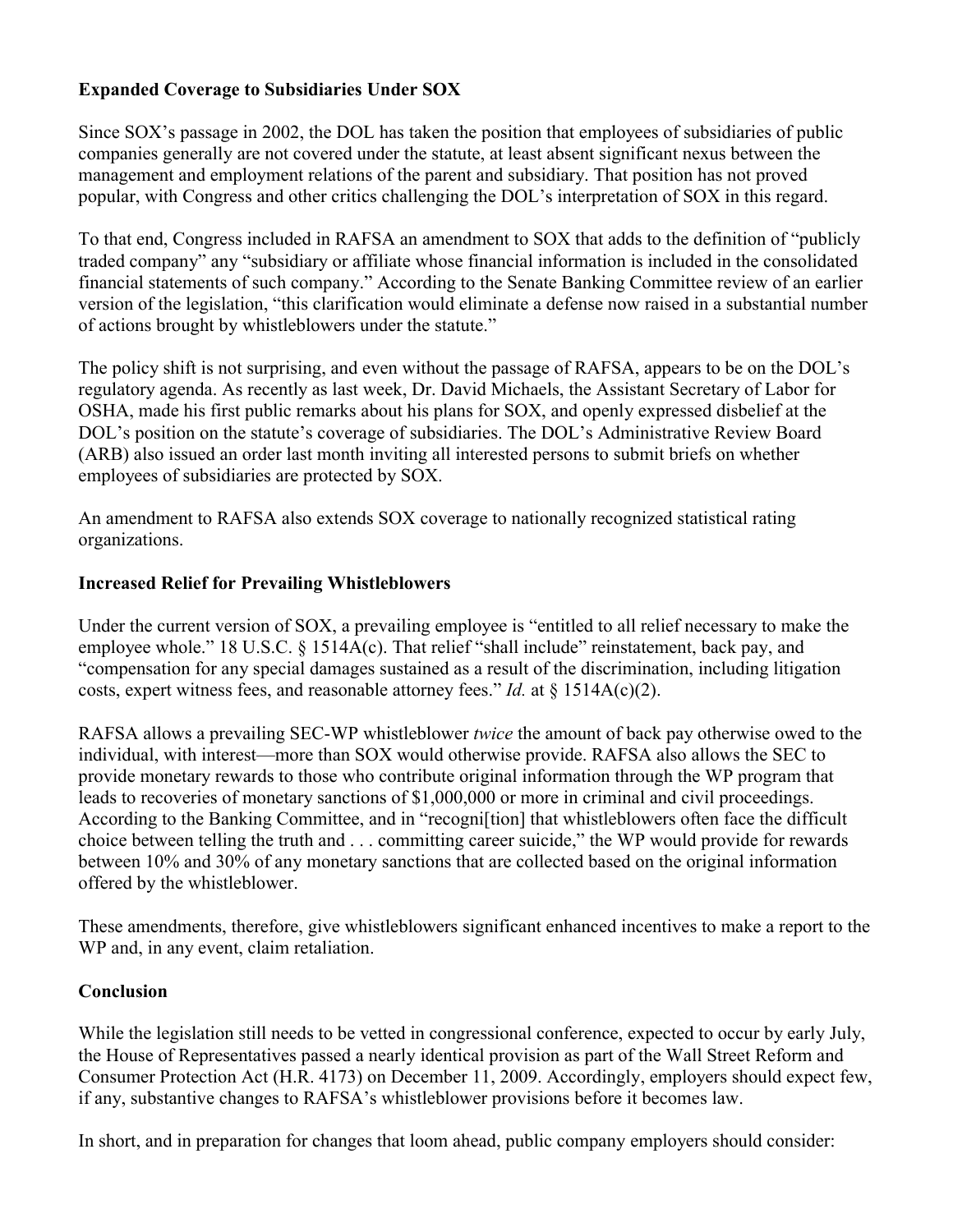**Expanded Coverage to Subsidiaries Under SOX**

Since SOX's passage in 2002, the DOL has taken the position that employees of subsidiaries of public companies generally are not covered under the statute, at least absent significant nexus between the management and employment relations of the parent and subsidiary. That position has not proved popular, with Congress and other critics challenging the DOL's interpretation of SOX in this regard.

To that end, Congress included in RAFSA an amendment to SOX that adds to the definition of "publicly traded company" any "subsidiary or affiliate whose financial information is included in the consolidated financial statements of such company." According to the Senate Banking Committee review of an earlier version of the legislation, "this clarification would eliminate a defense now raised in a substantial number of actions brought by whistleblowers under the statute."

The policy shift is not surprising, and even without the passage of RAFSA, appears to be on the DOL's regulatory agenda. As recently as last week, Dr. David Michaels, the Assistant Secretary of Labor for OSHA, made his first public remarks about his plans for SOX, and openly expressed disbelief at the DOL's position on the statute's coverage of subsidiaries. The DOL's Administrative Review Board (ARB) also issued an order last month inviting all interested persons to submit briefs on whether employees of subsidiaries are protected by SOX.

An amendment to RAFSA also extends SOX coverage to nationally recognized statistical rating organizations.

**Increased Relief for Prevailing Whistleblowers**

Under the current version of SOX, a prevailing employee is "entitled to all relief necessary to make the employee whole." 18 U.S.C. § 1514A(c). That relief "shall include" reinstatement, back pay, and "compensation for any special damages sustained as a result of the discrimination, including litigation costs, expert witness fees, and reasonable attorney fees." *Id.* at § 1514A(c)(2).

RAFSA allows a prevailing SEC-WP whistleblower *twice* the amount of back pay otherwise owed to the individual, with interest—more than SOX would otherwise provide. RAFSA also allows the SEC to provide monetary rewards to those who contribute original information through the WP program that leads to recoveries of monetary sanctions of $1,000,000 or more in criminal and civil proceedings. According to the Banking Committee, and in "recogni[tion] that whistleblowers often face the difficult choice between telling the truth and . . . committing career suicide," the WP would provide for rewards between 10% and 30% of any monetary sanctions that are collected based on the original information offered by the whistleblower.

These amendments, therefore, give whistleblowers significant enhanced incentives to make a report to the WP and, in any event, claim retaliation.

**Conclusion**

While the legislation still needs to be vetted in congressional conference, expected to occur by early July, the House of Representatives passed a nearly identical provision as part of the Wall Street Reform and Consumer Protection Act (H.R. 4173) on December 11, 2009. Accordingly, employers should expect few, if any, substantive changes to RAFSA's whistleblower provisions before it becomes law.

In short, and in preparation for changes that loom ahead, public company employers should consider: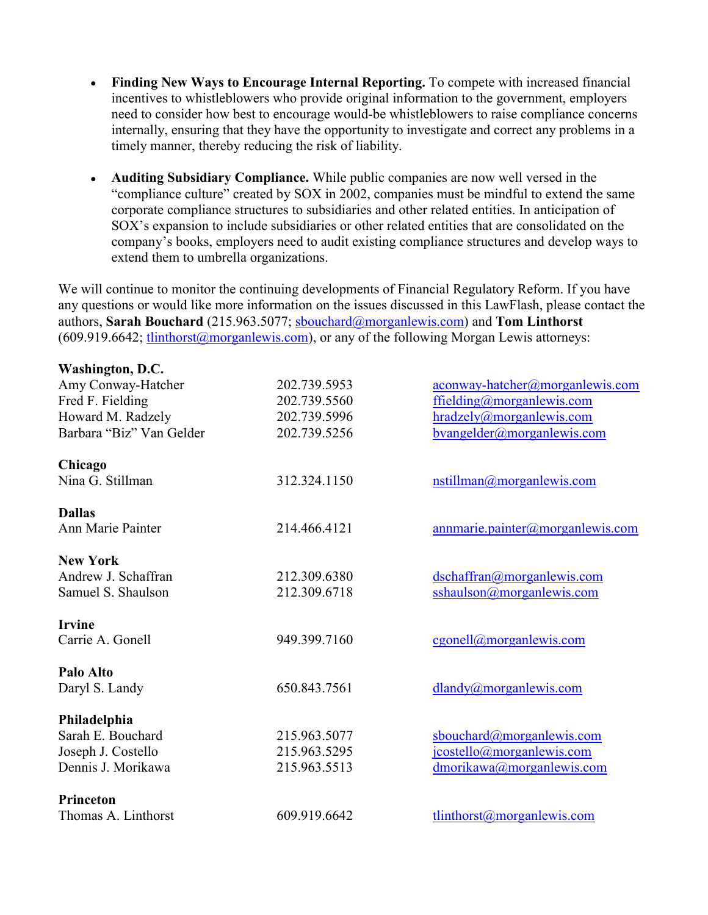- **Finding New Ways to Encourage Internal Reporting.** To compete with increased financial incentives to whistleblowers who provide original information to the government, employers need to consider how best to encourage would-be whistleblowers to raise compliance concerns internally, ensuring that they have the opportunity to investigate and correct any problems in a timely manner, thereby reducing the risk of liability.

- **Auditing Subsidiary Compliance.** While public companies are now well versed in the "compliance culture" created by SOX in 2002, companies must be mindful to extend the same corporate compliance structures to subsidiaries and other related entities. In anticipation of SOX's expansion to include subsidiaries or other related entities that are consolidated on the company's books, employers need to audit existing compliance structures and develop ways to extend them to umbrella organizations.

We will continue to monitor the continuing developments of Financial Regulatory Reform. If you have any questions or would like more information on the issues discussed in this LawFlash, please contact the authors, **Sarah Bouchard** (215.963.5077; sbouchard@morganlewis.com) and **Tom Linthorst** (609.919.6642; tlinthorst@morganlewis.com), or any of the following Morgan Lewis attorneys:

**Washington, D.C.**

| | | |
|---|---|---|
| Amy Conway-Hatcher | 202.739.5953 | aconway-hatcher@morganlewis.com |
| Fred F. Fielding | 202.739.5560 | ffielding@morganlewis.com |
| Howard M. Radzely | 202.739.5996 | hradzely@morganlewis.com |
| Barbara "Biz" Van Gelder | 202.739.5256 | bvangelder@morganlewis.com |

**Chicago**

| | | |
|---|---|---|
| Nina G. Stillman | 312.324.1150 | nstillman@morganlewis.com |

**Dallas**

| | | |
|---|---|---|
| Ann Marie Painter | 214.466.4121 | annmarie.painter@morganlewis.com |

**New York**

| | | |
|---|---|---|
| Andrew J. Schaffran | 212.309.6380 | dschaffran@morganlewis.com |
| Samuel S. Shaulson | 212.309.6718 | sshaulson@morganlewis.com |

**Irvine**

| | | |
|---|---|---|
| Carrie A. Gonell | 949.399.7160 | cgonell@morganlewis.com |

**Palo Alto**

| | | |
|---|---|---|
| Daryl S. Landy | 650.843.7561 | dlandy@morganlewis.com |

**Philadelphia**

| | | |
|---|---|---|
| Sarah E. Bouchard | 215.963.5077 | sbouchard@morganlewis.com |
| Joseph J. Costello | 215.963.5295 | jcostello@morganlewis.com |
| Dennis J. Morikawa | 215.963.5513 | dmorikawa@morganlewis.com |

**Princeton**

| | | |
|---|---|---|
| Thomas A. Linthorst | 609.919.6642 | tlinthorst@morganlewis.com |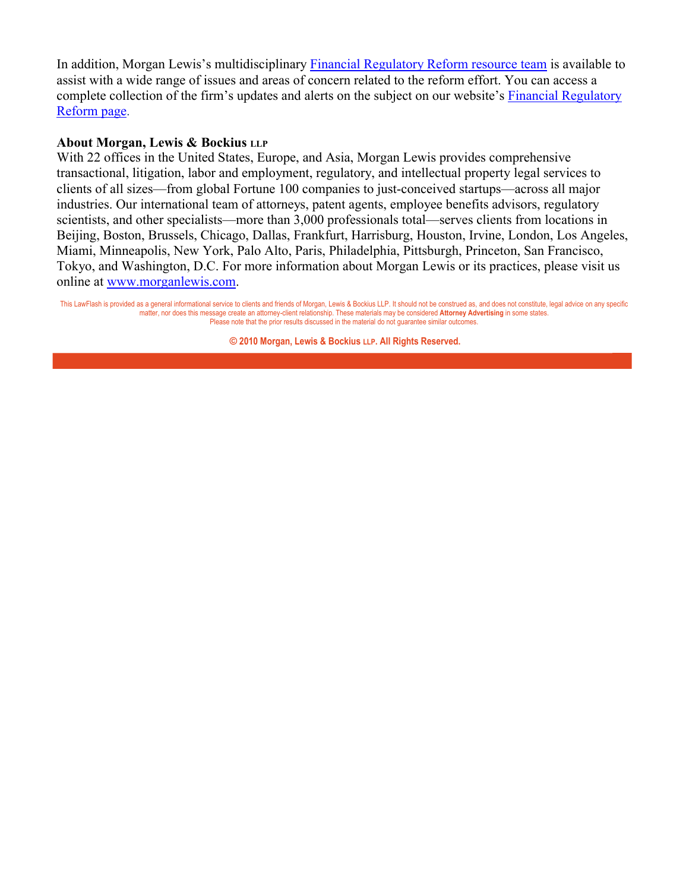In addition, Morgan Lewis's multidisciplinary Financial Regulatory Reform resource team is available to assist with a wide range of issues and areas of concern related to the reform effort. You can access a complete collection of the firm's updates and alerts on the subject on our website's Financial Regulatory Reform page.

**About Morgan, Lewis & Bockius LLP**
With 22 offices in the United States, Europe, and Asia, Morgan Lewis provides comprehensive transactional, litigation, labor and employment, regulatory, and intellectual property legal services to clients of all sizes—from global Fortune 100 companies to just-conceived startups—across all major industries. Our international team of attorneys, patent agents, employee benefits advisors, regulatory scientists, and other specialists—more than 3,000 professionals total—serves clients from locations in Beijing, Boston, Brussels, Chicago, Dallas, Frankfurt, Harrisburg, Houston, Irvine, London, Los Angeles, Miami, Minneapolis, New York, Palo Alto, Paris, Philadelphia, Pittsburgh, Princeton, San Francisco, Tokyo, and Washington, D.C. For more information about Morgan Lewis or its practices, please visit us online at www.morganlewis.com.

This LawFlash is provided as a general informational service to clients and friends of Morgan, Lewis & Bockius LLP. It should not be construed as, and does not constitute, legal advice on any specific matter, nor does this message create an attorney-client relationship. These materials may be considered **Attorney Advertising** in some states. Please note that the prior results discussed in the material do not guarantee similar outcomes.

**© 2010 Morgan, Lewis & Bockius LLP. All Rights Reserved.**